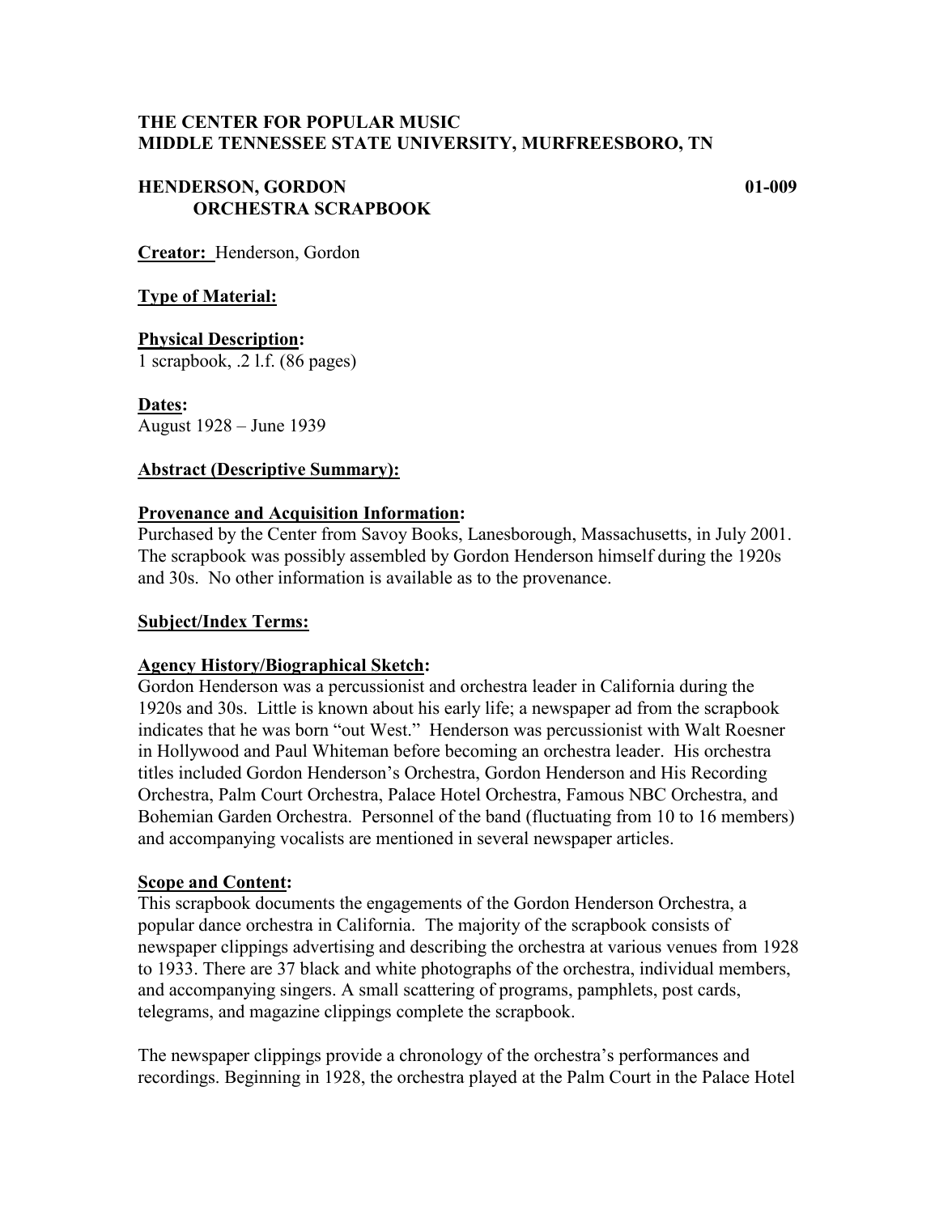**THE CENTER FOR POPULAR MUSIC**
**MIDDLE TENNESSEE STATE UNIVERSITY, MURFREESBORO, TN**

**HENDERSON, GORDON** **01-009**
**ORCHESTRA SCRAPBOOK**

**Creator:** Henderson, Gordon

**Type of Material:**

**Physical Description:**
1 scrapbook, .2 l.f. (86 pages)

**Dates:**
August 1928 – June 1939

**Abstract (Descriptive Summary):**

**Provenance and Acquisition Information:**
Purchased by the Center from Savoy Books, Lanesborough, Massachusetts, in July 2001. The scrapbook was possibly assembled by Gordon Henderson himself during the 1920s and 30s. No other information is available as to the provenance.

**Subject/Index Terms:**

**Agency History/Biographical Sketch:**
Gordon Henderson was a percussionist and orchestra leader in California during the 1920s and 30s. Little is known about his early life; a newspaper ad from the scrapbook indicates that he was born "out West." Henderson was percussionist with Walt Roesner in Hollywood and Paul Whiteman before becoming an orchestra leader. His orchestra titles included Gordon Henderson's Orchestra, Gordon Henderson and His Recording Orchestra, Palm Court Orchestra, Palace Hotel Orchestra, Famous NBC Orchestra, and Bohemian Garden Orchestra. Personnel of the band (fluctuating from 10 to 16 members) and accompanying vocalists are mentioned in several newspaper articles.

**Scope and Content:**
This scrapbook documents the engagements of the Gordon Henderson Orchestra, a popular dance orchestra in California. The majority of the scrapbook consists of newspaper clippings advertising and describing the orchestra at various venues from 1928 to 1933. There are 37 black and white photographs of the orchestra, individual members, and accompanying singers. A small scattering of programs, pamphlets, post cards, telegrams, and magazine clippings complete the scrapbook.

The newspaper clippings provide a chronology of the orchestra's performances and recordings. Beginning in 1928, the orchestra played at the Palm Court in the Palace Hotel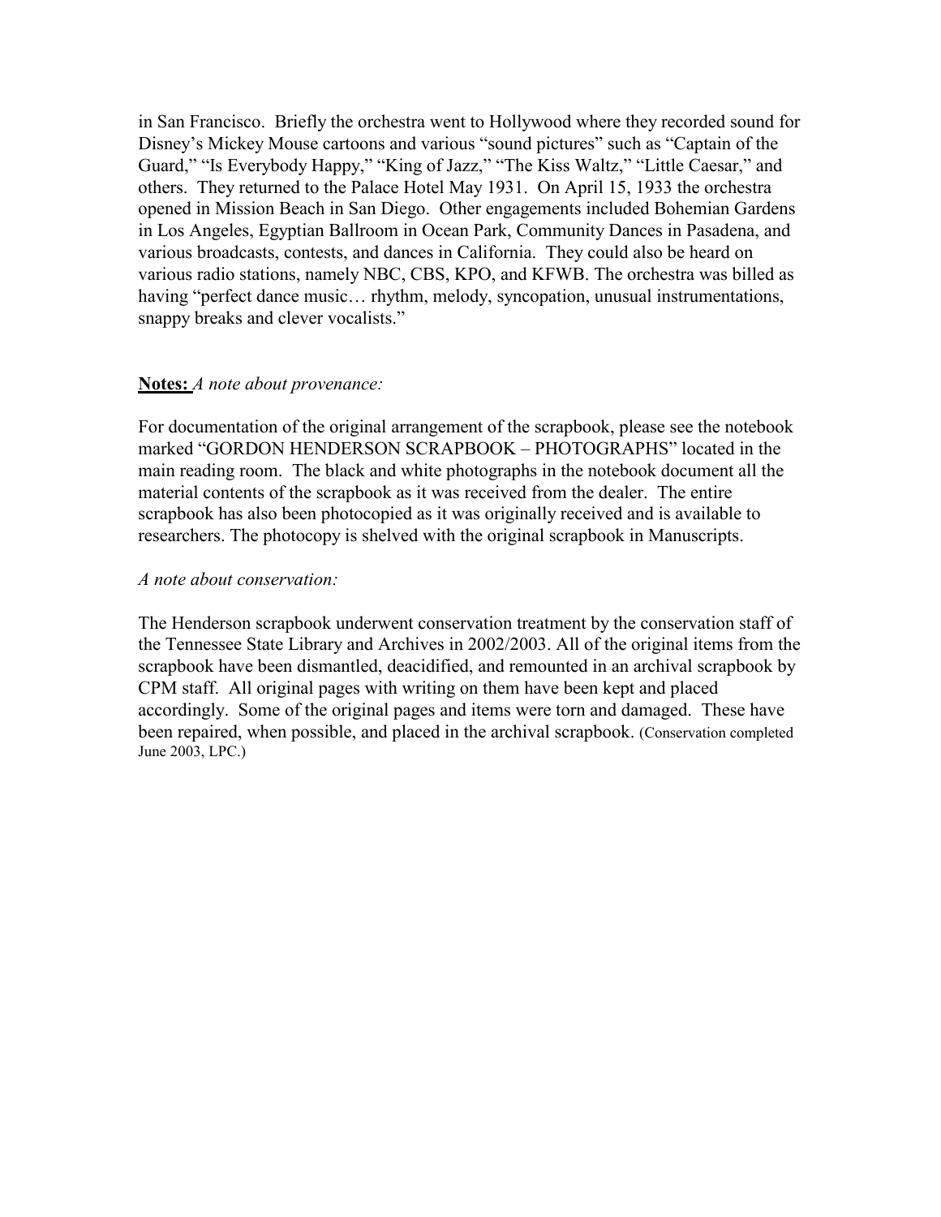in San Francisco. Briefly the orchestra went to Hollywood where they recorded sound for Disney's Mickey Mouse cartoons and various "sound pictures" such as "Captain of the Guard," "Is Everybody Happy," "King of Jazz," "The Kiss Waltz," "Little Caesar," and others. They returned to the Palace Hotel May 1931. On April 15, 1933 the orchestra opened in Mission Beach in San Diego. Other engagements included Bohemian Gardens in Los Angeles, Egyptian Ballroom in Ocean Park, Community Dances in Pasadena, and various broadcasts, contests, and dances in California. They could also be heard on various radio stations, namely NBC, CBS, KPO, and KFWB. The orchestra was billed as having "perfect dance music… rhythm, melody, syncopation, unusual instrumentations, snappy breaks and clever vocalists."

**Notes:** *A note about provenance:*

For documentation of the original arrangement of the scrapbook, please see the notebook marked "GORDON HENDERSON SCRAPBOOK – PHOTOGRAPHS" located in the main reading room. The black and white photographs in the notebook document all the material contents of the scrapbook as it was received from the dealer. The entire scrapbook has also been photocopied as it was originally received and is available to researchers. The photocopy is shelved with the original scrapbook in Manuscripts.

*A note about conservation:*

The Henderson scrapbook underwent conservation treatment by the conservation staff of the Tennessee State Library and Archives in 2002/2003. All of the original items from the scrapbook have been dismantled, deacidified, and remounted in an archival scrapbook by CPM staff. All original pages with writing on them have been kept and placed accordingly. Some of the original pages and items were torn and damaged. These have been repaired, when possible, and placed in the archival scrapbook. (Conservation completed June 2003, LPC.)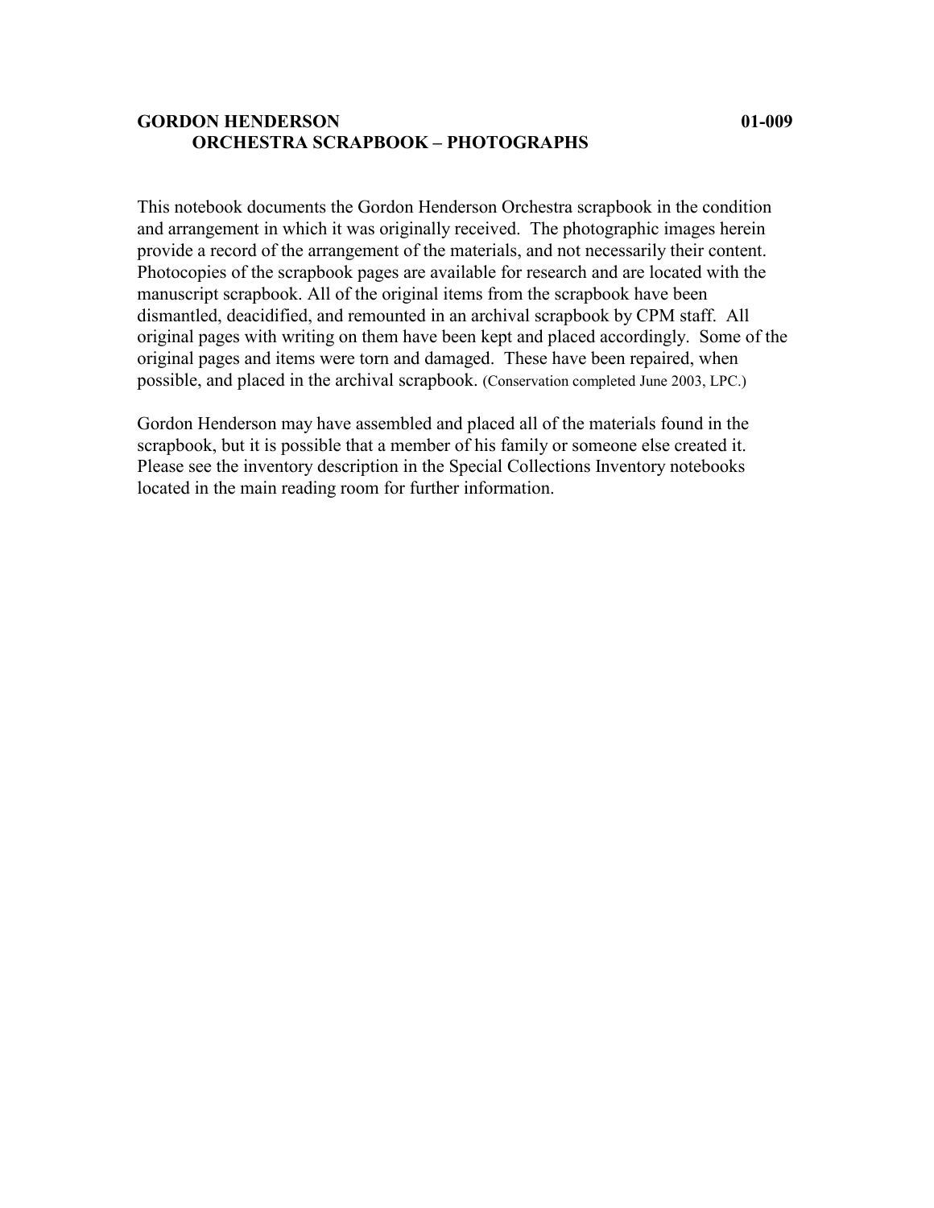**GORDON HENDERSON** **01-009**

**ORCHESTRA SCRAPBOOK – PHOTOGRAPHS**

This notebook documents the Gordon Henderson Orchestra scrapbook in the condition and arrangement in which it was originally received. The photographic images herein provide a record of the arrangement of the materials, and not necessarily their content. Photocopies of the scrapbook pages are available for research and are located with the manuscript scrapbook. All of the original items from the scrapbook have been dismantled, deacidified, and remounted in an archival scrapbook by CPM staff. All original pages with writing on them have been kept and placed accordingly. Some of the original pages and items were torn and damaged. These have been repaired, when possible, and placed in the archival scrapbook. (Conservation completed June 2003, LPC.)

Gordon Henderson may have assembled and placed all of the materials found in the scrapbook, but it is possible that a member of his family or someone else created it. Please see the inventory description in the Special Collections Inventory notebooks located in the main reading room for further information.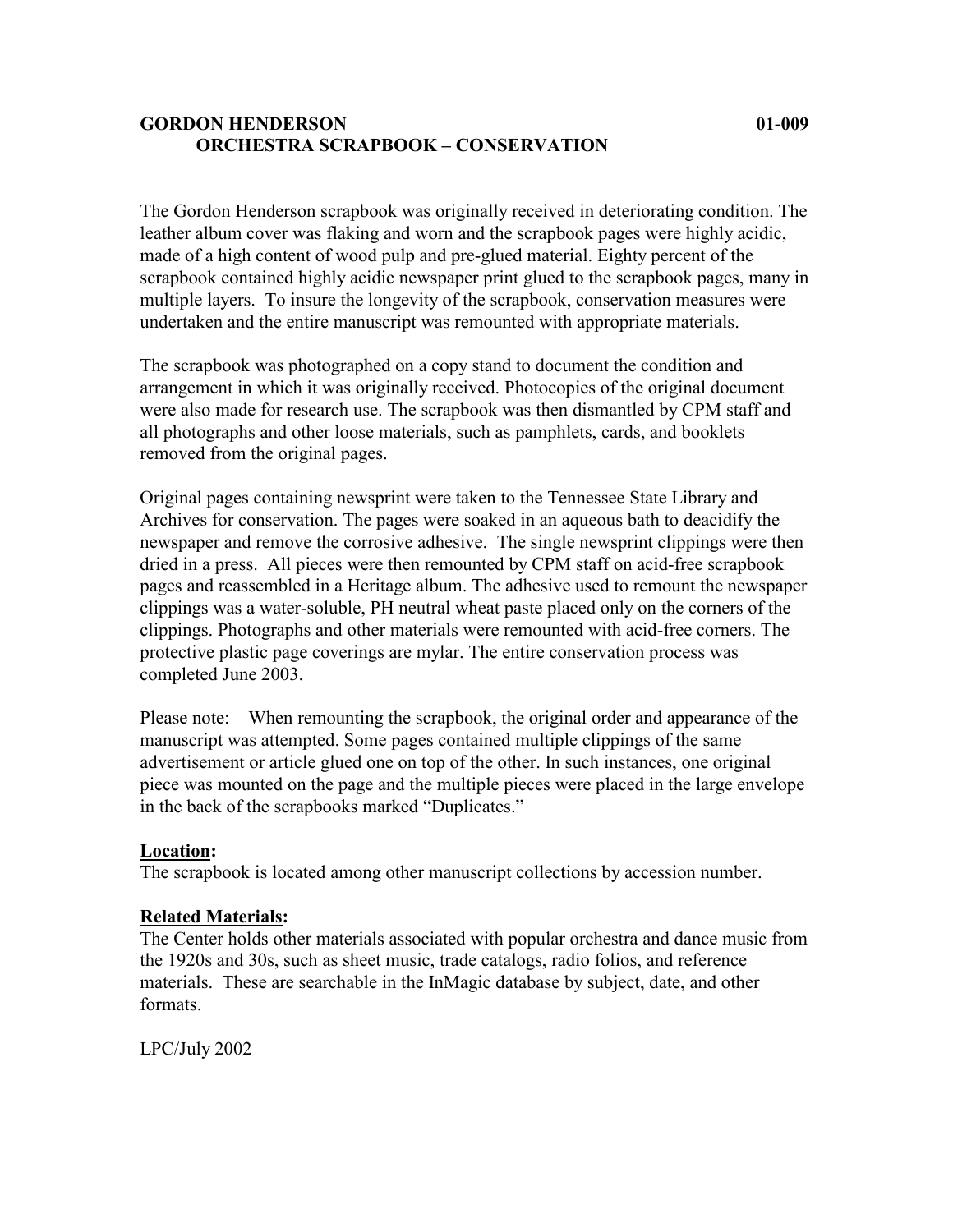**GORDON HENDERSON** **01-009**

**ORCHESTRA SCRAPBOOK – CONSERVATION**

The Gordon Henderson scrapbook was originally received in deteriorating condition. The leather album cover was flaking and worn and the scrapbook pages were highly acidic, made of a high content of wood pulp and pre-glued material. Eighty percent of the scrapbook contained highly acidic newspaper print glued to the scrapbook pages, many in multiple layers. To insure the longevity of the scrapbook, conservation measures were undertaken and the entire manuscript was remounted with appropriate materials.

The scrapbook was photographed on a copy stand to document the condition and arrangement in which it was originally received. Photocopies of the original document were also made for research use. The scrapbook was then dismantled by CPM staff and all photographs and other loose materials, such as pamphlets, cards, and booklets removed from the original pages.

Original pages containing newsprint were taken to the Tennessee State Library and Archives for conservation. The pages were soaked in an aqueous bath to deacidify the newspaper and remove the corrosive adhesive. The single newsprint clippings were then dried in a press. All pieces were then remounted by CPM staff on acid-free scrapbook pages and reassembled in a Heritage album. The adhesive used to remount the newspaper clippings was a water-soluble, PH neutral wheat paste placed only on the corners of the clippings. Photographs and other materials were remounted with acid-free corners. The protective plastic page coverings are mylar. The entire conservation process was completed June 2003.

Please note: When remounting the scrapbook, the original order and appearance of the manuscript was attempted. Some pages contained multiple clippings of the same advertisement or article glued one on top of the other. In such instances, one original piece was mounted on the page and the multiple pieces were placed in the large envelope in the back of the scrapbooks marked "Duplicates."

**Location:**
The scrapbook is located among other manuscript collections by accession number.

**Related Materials:**
The Center holds other materials associated with popular orchestra and dance music from the 1920s and 30s, such as sheet music, trade catalogs, radio folios, and reference materials. These are searchable in the InMagic database by subject, date, and other formats.

LPC/July 2002